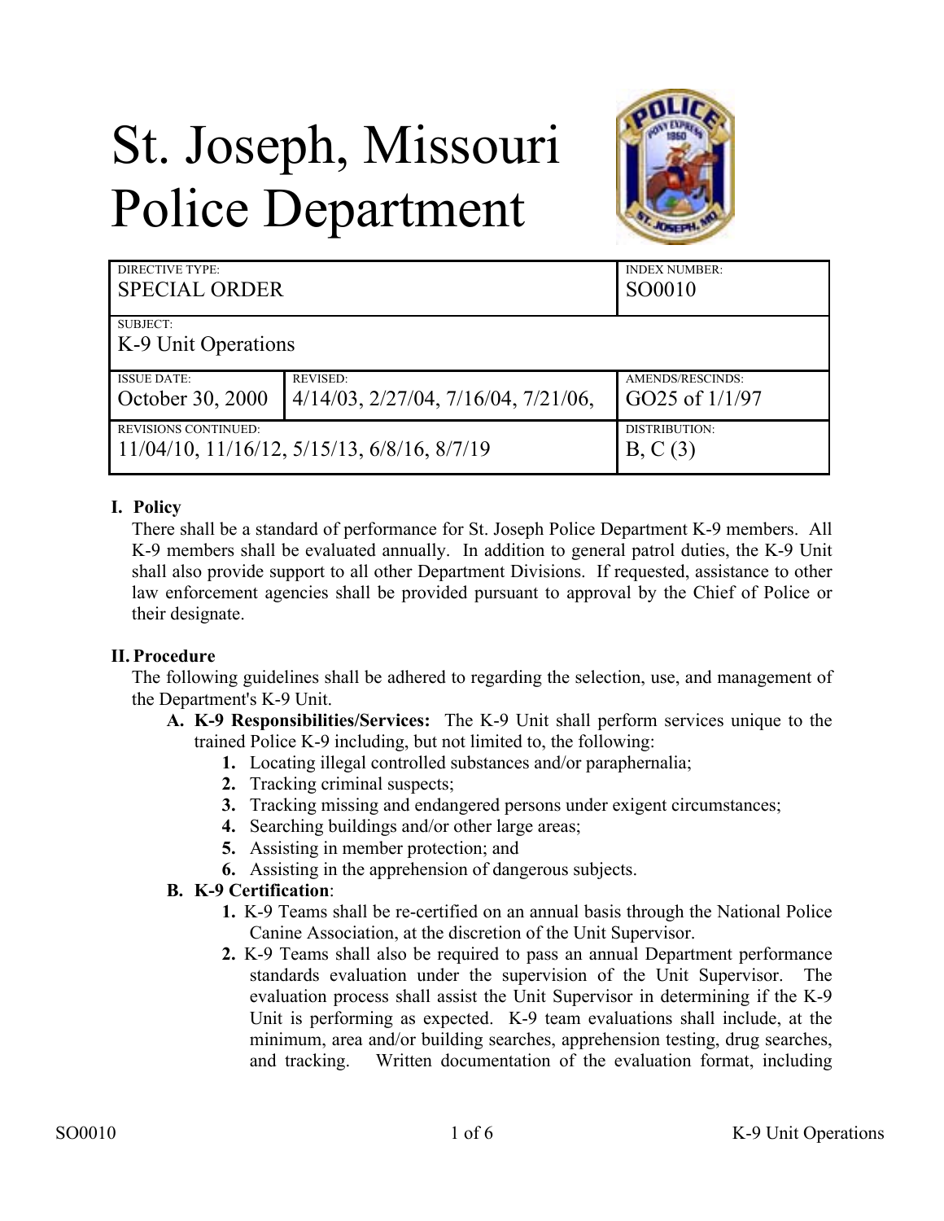# St. Joseph, Missouri Police Department

| | | |
|---|---|---|
| DIRECTIVE TYPE: SPECIAL ORDER | | INDEX NUMBER: SO0010 |
| SUBJECT: K-9 Unit Operations | | |
| ISSUE DATE: October 30, 2000 | REVISED: 4/14/03, 2/27/04, 7/16/04, 7/21/06, | AMENDS/RESCINDS: GO25 of 1/1/97 |
| REVISIONS CONTINUED: 11/04/10, 11/16/12, 5/15/13, 6/8/16, 8/7/19 | | DISTRIBUTION: B, C (3) |

## I. Policy

There shall be a standard of performance for St. Joseph Police Department K-9 members. All K-9 members shall be evaluated annually. In addition to general patrol duties, the K-9 Unit shall also provide support to all other Department Divisions. If requested, assistance to other law enforcement agencies shall be provided pursuant to approval by the Chief of Police or their designate.

## II. Procedure

The following guidelines shall be adhered to regarding the selection, use, and management of the Department's K-9 Unit.

**A. K-9 Responsibilities/Services:** The K-9 Unit shall perform services unique to the trained Police K-9 including, but not limited to, the following:

1. Locating illegal controlled substances and/or paraphernalia;
2. Tracking criminal suspects;
3. Tracking missing and endangered persons under exigent circumstances;
4. Searching buildings and/or other large areas;
5. Assisting in member protection; and
6. Assisting in the apprehension of dangerous subjects.

**B. K-9 Certification**:

1. K-9 Teams shall be re-certified on an annual basis through the National Police Canine Association, at the discretion of the Unit Supervisor.
2. K-9 Teams shall also be required to pass an annual Department performance standards evaluation under the supervision of the Unit Supervisor. The evaluation process shall assist the Unit Supervisor in determining if the K-9 Unit is performing as expected. K-9 team evaluations shall include, at the minimum, area and/or building searches, apprehension testing, drug searches, and tracking. Written documentation of the evaluation format, including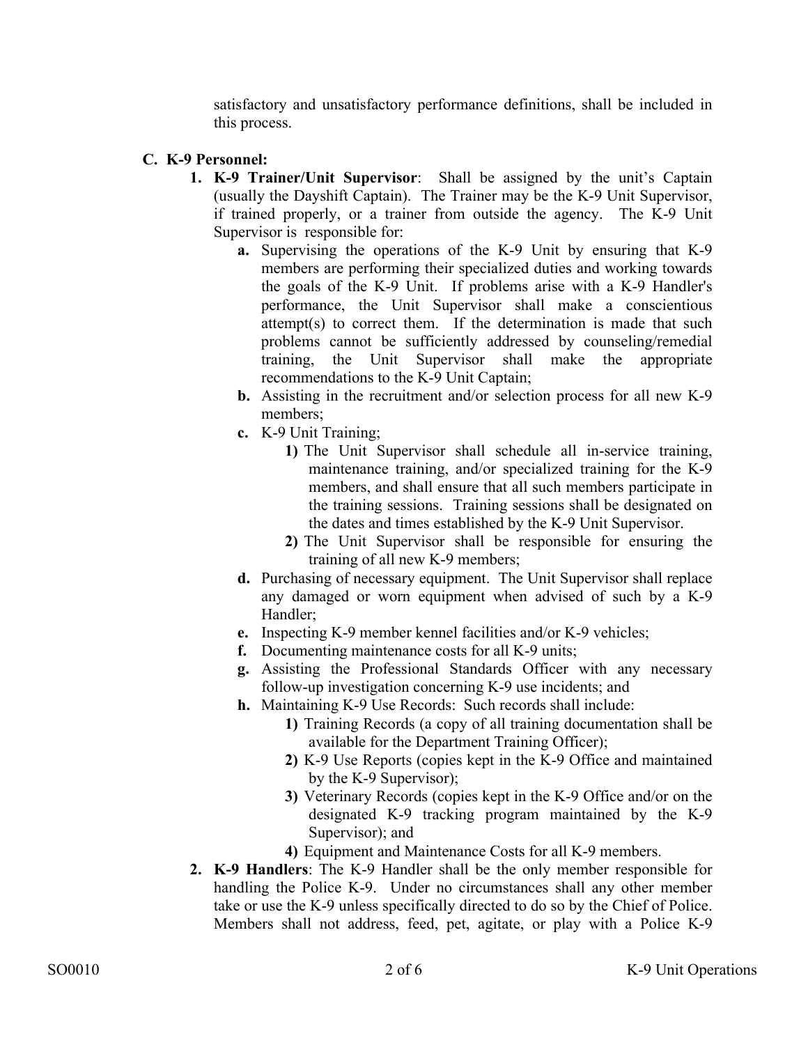satisfactory and unsatisfactory performance definitions, shall be included in this process.

**C. K-9 Personnel:**

1. **K-9 Trainer/Unit Supervisor**: Shall be assigned by the unit's Captain (usually the Dayshift Captain). The Trainer may be the K-9 Unit Supervisor, if trained properly, or a trainer from outside the agency. The K-9 Unit Supervisor is responsible for:
   - **a.** Supervising the operations of the K-9 Unit by ensuring that K-9 members are performing their specialized duties and working towards the goals of the K-9 Unit. If problems arise with a K-9 Handler's performance, the Unit Supervisor shall make a conscientious attempt(s) to correct them. If the determination is made that such problems cannot be sufficiently addressed by counseling/remedial training, the Unit Supervisor shall make the appropriate recommendations to the K-9 Unit Captain;
   - **b.** Assisting in the recruitment and/or selection process for all new K-9 members;
   - **c.** K-9 Unit Training;
     - **1)** The Unit Supervisor shall schedule all in-service training, maintenance training, and/or specialized training for the K-9 members, and shall ensure that all such members participate in the training sessions. Training sessions shall be designated on the dates and times established by the K-9 Unit Supervisor.
     - **2)** The Unit Supervisor shall be responsible for ensuring the training of all new K-9 members;
   - **d.** Purchasing of necessary equipment. The Unit Supervisor shall replace any damaged or worn equipment when advised of such by a K-9 Handler;
   - **e.** Inspecting K-9 member kennel facilities and/or K-9 vehicles;
   - **f.** Documenting maintenance costs for all K-9 units;
   - **g.** Assisting the Professional Standards Officer with any necessary follow-up investigation concerning K-9 use incidents; and
   - **h.** Maintaining K-9 Use Records: Such records shall include:
     - **1)** Training Records (a copy of all training documentation shall be available for the Department Training Officer);
     - **2)** K-9 Use Reports (copies kept in the K-9 Office and maintained by the K-9 Supervisor);
     - **3)** Veterinary Records (copies kept in the K-9 Office and/or on the designated K-9 tracking program maintained by the K-9 Supervisor); and
     - **4)** Equipment and Maintenance Costs for all K-9 members.
2. **K-9 Handlers**: The K-9 Handler shall be the only member responsible for handling the Police K-9. Under no circumstances shall any other member take or use the K-9 unless specifically directed to do so by the Chief of Police. Members shall not address, feed, pet, agitate, or play with a Police K-9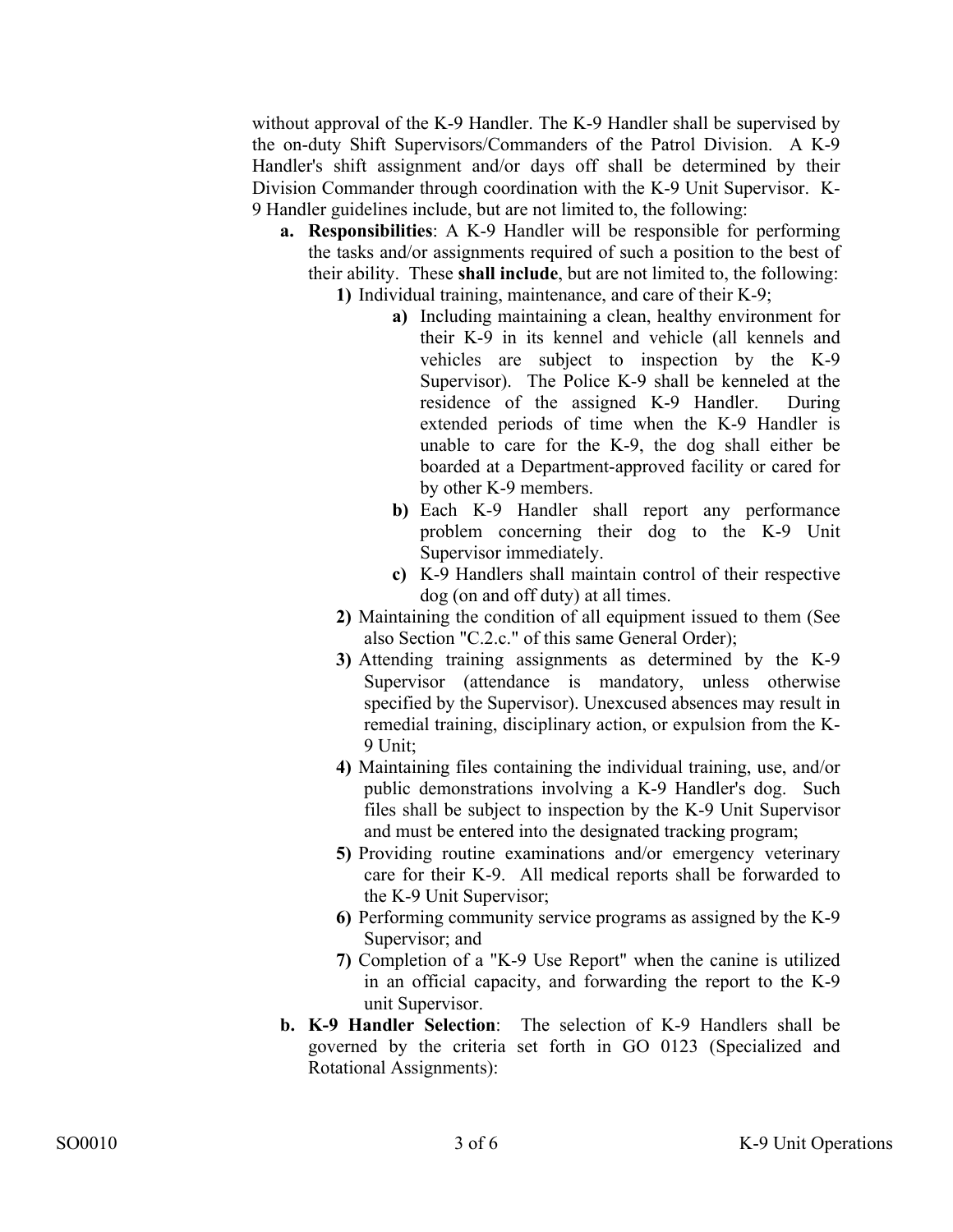without approval of the K-9 Handler. The K-9 Handler shall be supervised by the on-duty Shift Supervisors/Commanders of the Patrol Division. A K-9 Handler's shift assignment and/or days off shall be determined by their Division Commander through coordination with the K-9 Unit Supervisor. K-9 Handler guidelines include, but are not limited to, the following:

- **a. Responsibilities**: A K-9 Handler will be responsible for performing the tasks and/or assignments required of such a position to the best of their ability. These **shall include**, but are not limited to, the following:
  - **1)** Individual training, maintenance, and care of their K-9;
    - **a)** Including maintaining a clean, healthy environment for their K-9 in its kennel and vehicle (all kennels and vehicles are subject to inspection by the K-9 Supervisor). The Police K-9 shall be kenneled at the residence of the assigned K-9 Handler. During extended periods of time when the K-9 Handler is unable to care for the K-9, the dog shall either be boarded at a Department-approved facility or cared for by other K-9 members.
    - **b)** Each K-9 Handler shall report any performance problem concerning their dog to the K-9 Unit Supervisor immediately.
    - **c)** K-9 Handlers shall maintain control of their respective dog (on and off duty) at all times.
  - **2)** Maintaining the condition of all equipment issued to them (See also Section "C.2.c." of this same General Order);
  - **3)** Attending training assignments as determined by the K-9 Supervisor (attendance is mandatory, unless otherwise specified by the Supervisor). Unexcused absences may result in remedial training, disciplinary action, or expulsion from the K-9 Unit;
  - **4)** Maintaining files containing the individual training, use, and/or public demonstrations involving a K-9 Handler's dog. Such files shall be subject to inspection by the K-9 Unit Supervisor and must be entered into the designated tracking program;
  - **5)** Providing routine examinations and/or emergency veterinary care for their K-9. All medical reports shall be forwarded to the K-9 Unit Supervisor;
  - **6)** Performing community service programs as assigned by the K-9 Supervisor; and
  - **7)** Completion of a "K-9 Use Report" when the canine is utilized in an official capacity, and forwarding the report to the K-9 unit Supervisor.
- **b. K-9 Handler Selection**: The selection of K-9 Handlers shall be governed by the criteria set forth in GO 0123 (Specialized and Rotational Assignments):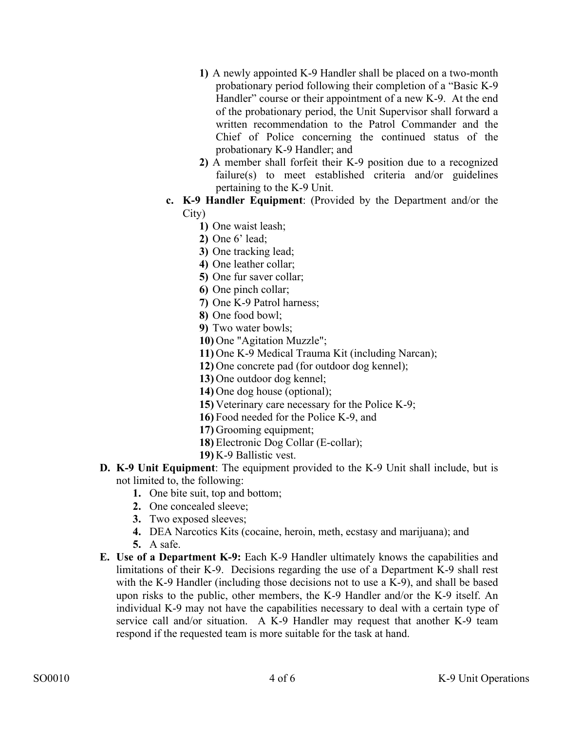1) A newly appointed K-9 Handler shall be placed on a two-month probationary period following their completion of a "Basic K-9 Handler" course or their appointment of a new K-9. At the end of the probationary period, the Unit Supervisor shall forward a written recommendation to the Patrol Commander and the Chief of Police concerning the continued status of the probationary K-9 Handler; and

2) A member shall forfeit their K-9 position due to a recognized failure(s) to meet established criteria and/or guidelines pertaining to the K-9 Unit.

c. **K-9 Handler Equipment**: (Provided by the Department and/or the City)

1) One waist leash;
2) One 6' lead;
3) One tracking lead;
4) One leather collar;
5) One fur saver collar;
6) One pinch collar;
7) One K-9 Patrol harness;
8) One food bowl;
9) Two water bowls;
10) One "Agitation Muzzle";
11) One K-9 Medical Trauma Kit (including Narcan);
12) One concrete pad (for outdoor dog kennel);
13) One outdoor dog kennel;
14) One dog house (optional);
15) Veterinary care necessary for the Police K-9;
16) Food needed for the Police K-9, and
17) Grooming equipment;
18) Electronic Dog Collar (E-collar);
19) K-9 Ballistic vest.

D. **K-9 Unit Equipment**: The equipment provided to the K-9 Unit shall include, but is not limited to, the following:

1. One bite suit, top and bottom;
2. One concealed sleeve;
3. Two exposed sleeves;
4. DEA Narcotics Kits (cocaine, heroin, meth, ecstasy and marijuana); and
5. A safe.

E. **Use of a Department K-9:** Each K-9 Handler ultimately knows the capabilities and limitations of their K-9. Decisions regarding the use of a Department K-9 shall rest with the K-9 Handler (including those decisions not to use a K-9), and shall be based upon risks to the public, other members, the K-9 Handler and/or the K-9 itself. An individual K-9 may not have the capabilities necessary to deal with a certain type of service call and/or situation. A K-9 Handler may request that another K-9 team respond if the requested team is more suitable for the task at hand.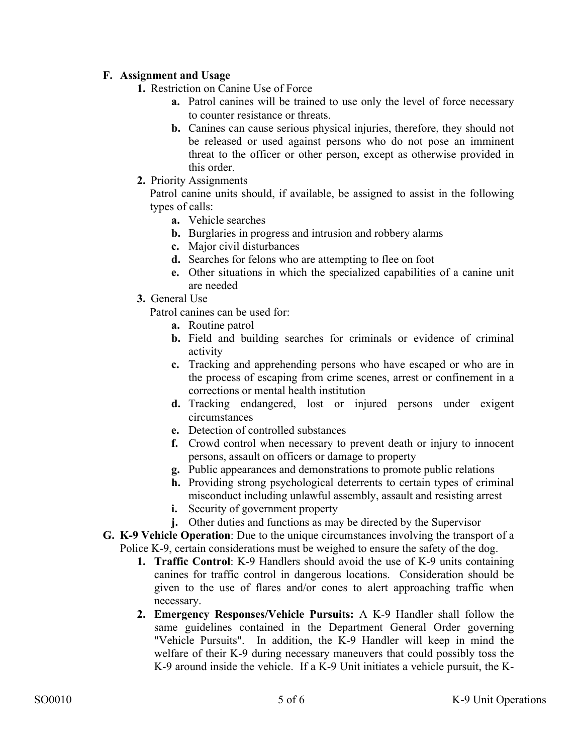**F. Assignment and Usage**

1. Restriction on Canine Use of Force
    - **a.** Patrol canines will be trained to use only the level of force necessary to counter resistance or threats.
    - **b.** Canines can cause serious physical injuries, therefore, they should not be released or used against persons who do not pose an imminent threat to the officer or other person, except as otherwise provided in this order.
2. Priority Assignments

    Patrol canine units should, if available, be assigned to assist in the following types of calls:
    - **a.** Vehicle searches
    - **b.** Burglaries in progress and intrusion and robbery alarms
    - **c.** Major civil disturbances
    - **d.** Searches for felons who are attempting to flee on foot
    - **e.** Other situations in which the specialized capabilities of a canine unit are needed
3. General Use

    Patrol canines can be used for:
    - **a.** Routine patrol
    - **b.** Field and building searches for criminals or evidence of criminal activity
    - **c.** Tracking and apprehending persons who have escaped or who are in the process of escaping from crime scenes, arrest or confinement in a corrections or mental health institution
    - **d.** Tracking endangered, lost or injured persons under exigent circumstances
    - **e.** Detection of controlled substances
    - **f.** Crowd control when necessary to prevent death or injury to innocent persons, assault on officers or damage to property
    - **g.** Public appearances and demonstrations to promote public relations
    - **h.** Providing strong psychological deterrents to certain types of criminal misconduct including unlawful assembly, assault and resisting arrest
    - **i.** Security of government property
    - **j.** Other duties and functions as may be directed by the Supervisor

**G. K-9 Vehicle Operation**: Due to the unique circumstances involving the transport of a Police K-9, certain considerations must be weighed to ensure the safety of the dog.

1. **Traffic Control**: K-9 Handlers should avoid the use of K-9 units containing canines for traffic control in dangerous locations. Consideration should be given to the use of flares and/or cones to alert approaching traffic when necessary.
2. **Emergency Responses/Vehicle Pursuits:** A K-9 Handler shall follow the same guidelines contained in the Department General Order governing "Vehicle Pursuits". In addition, the K-9 Handler will keep in mind the welfare of their K-9 during necessary maneuvers that could possibly toss the K-9 around inside the vehicle. If a K-9 Unit initiates a vehicle pursuit, the K-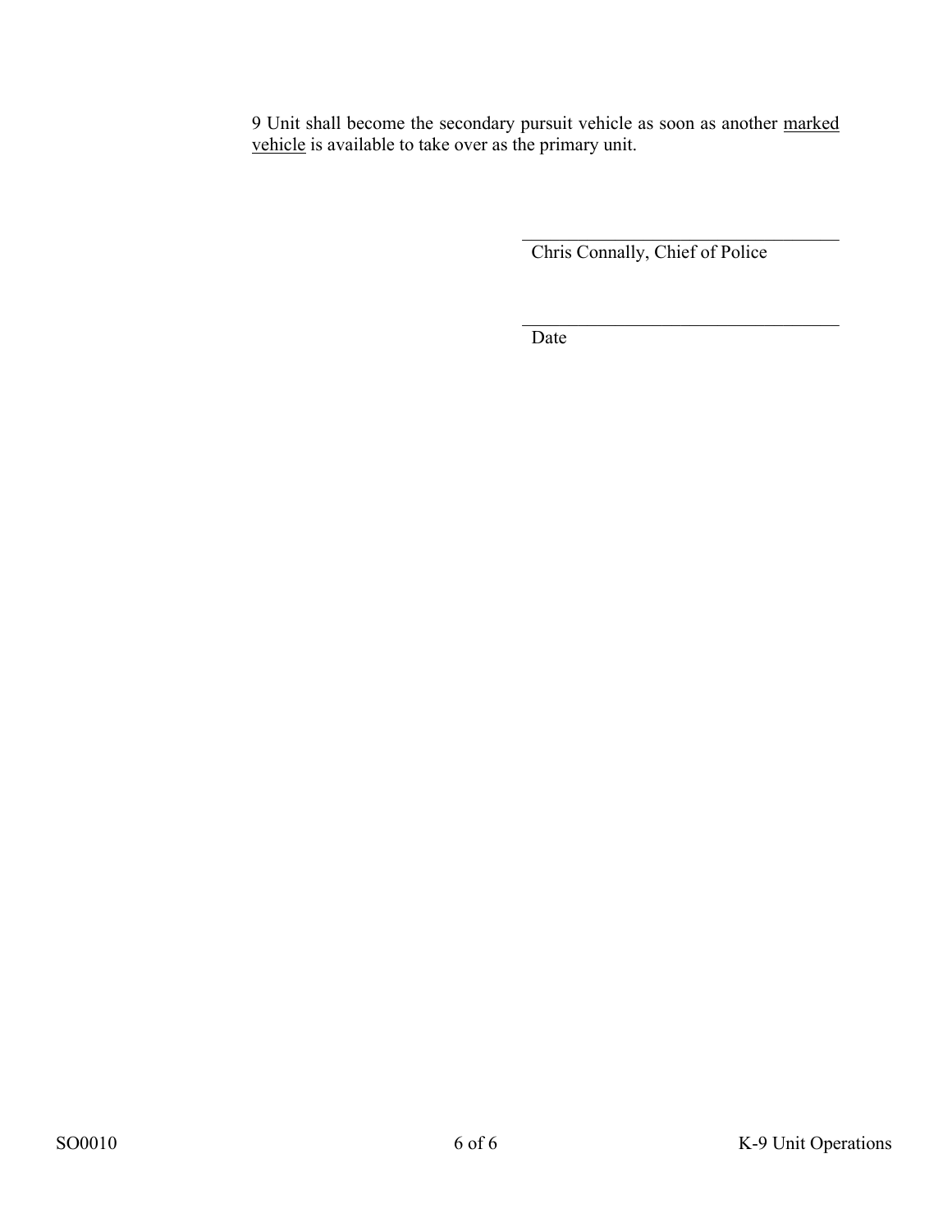9 Unit shall become the secondary pursuit vehicle as soon as another marked vehicle is available to take over as the primary unit.

\_\_\_\_\_\_\_\_\_\_\_\_\_\_\_\_\_\_\_\_\_\_\_\_\_\_\_\_\_\_\_\_

Chris Connally, Chief of Police

\_\_\_\_\_\_\_\_\_\_\_\_\_\_\_\_\_\_\_\_\_\_\_\_\_\_\_\_\_\_\_\_

Date